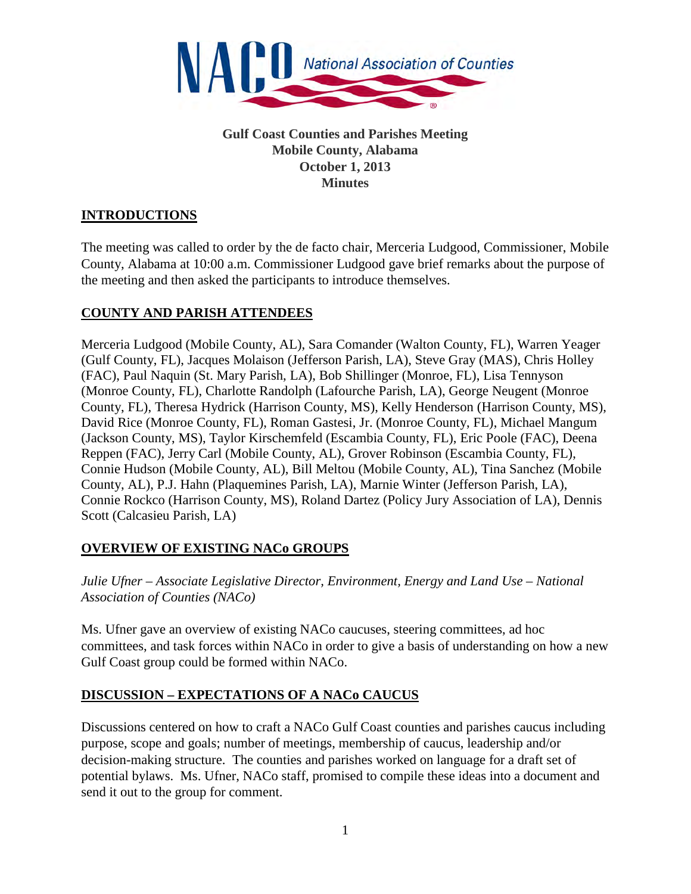**Gulf Coast Counties and Parishes Meeting**
**Mobile County, Alabama**
**October 1, 2013**
**Minutes**

## INTRODUCTIONS

The meeting was called to order by the de facto chair, Merceria Ludgood, Commissioner, Mobile County, Alabama at 10:00 a.m. Commissioner Ludgood gave brief remarks about the purpose of the meeting and then asked the participants to introduce themselves.

## COUNTY AND PARISH ATTENDEES

Merceria Ludgood (Mobile County, AL), Sara Comander (Walton County, FL), Warren Yeager (Gulf County, FL), Jacques Molaison (Jefferson Parish, LA), Steve Gray (MAS), Chris Holley (FAC), Paul Naquin (St. Mary Parish, LA), Bob Shillinger (Monroe, FL), Lisa Tennyson (Monroe County, FL), Charlotte Randolph (Lafourche Parish, LA), George Neugent (Monroe County, FL), Theresa Hydrick (Harrison County, MS), Kelly Henderson (Harrison County, MS), David Rice (Monroe County, FL), Roman Gastesi, Jr. (Monroe County, FL), Michael Mangum (Jackson County, MS), Taylor Kirschemfeld (Escambia County, FL), Eric Poole (FAC), Deena Reppen (FAC), Jerry Carl (Mobile County, AL), Grover Robinson (Escambia County, FL), Connie Hudson (Mobile County, AL), Bill Meltou (Mobile County, AL), Tina Sanchez (Mobile County, AL), P.J. Hahn (Plaquemines Parish, LA), Marnie Winter (Jefferson Parish, LA), Connie Rockco (Harrison County, MS), Roland Dartez (Policy Jury Association of LA), Dennis Scott (Calcasieu Parish, LA)

## OVERVIEW OF EXISTING NACo GROUPS

*Julie Ufner – Associate Legislative Director, Environment, Energy and Land Use – National Association of Counties (NACo)*

Ms. Ufner gave an overview of existing NACo caucuses, steering committees, ad hoc committees, and task forces within NACo in order to give a basis of understanding on how a new Gulf Coast group could be formed within NACo.

## DISCUSSION – EXPECTATIONS OF A NACo CAUCUS

Discussions centered on how to craft a NACo Gulf Coast counties and parishes caucus including purpose, scope and goals; number of meetings, membership of caucus, leadership and/or decision-making structure. The counties and parishes worked on language for a draft set of potential bylaws. Ms. Ufner, NACo staff, promised to compile these ideas into a document and send it out to the group for comment.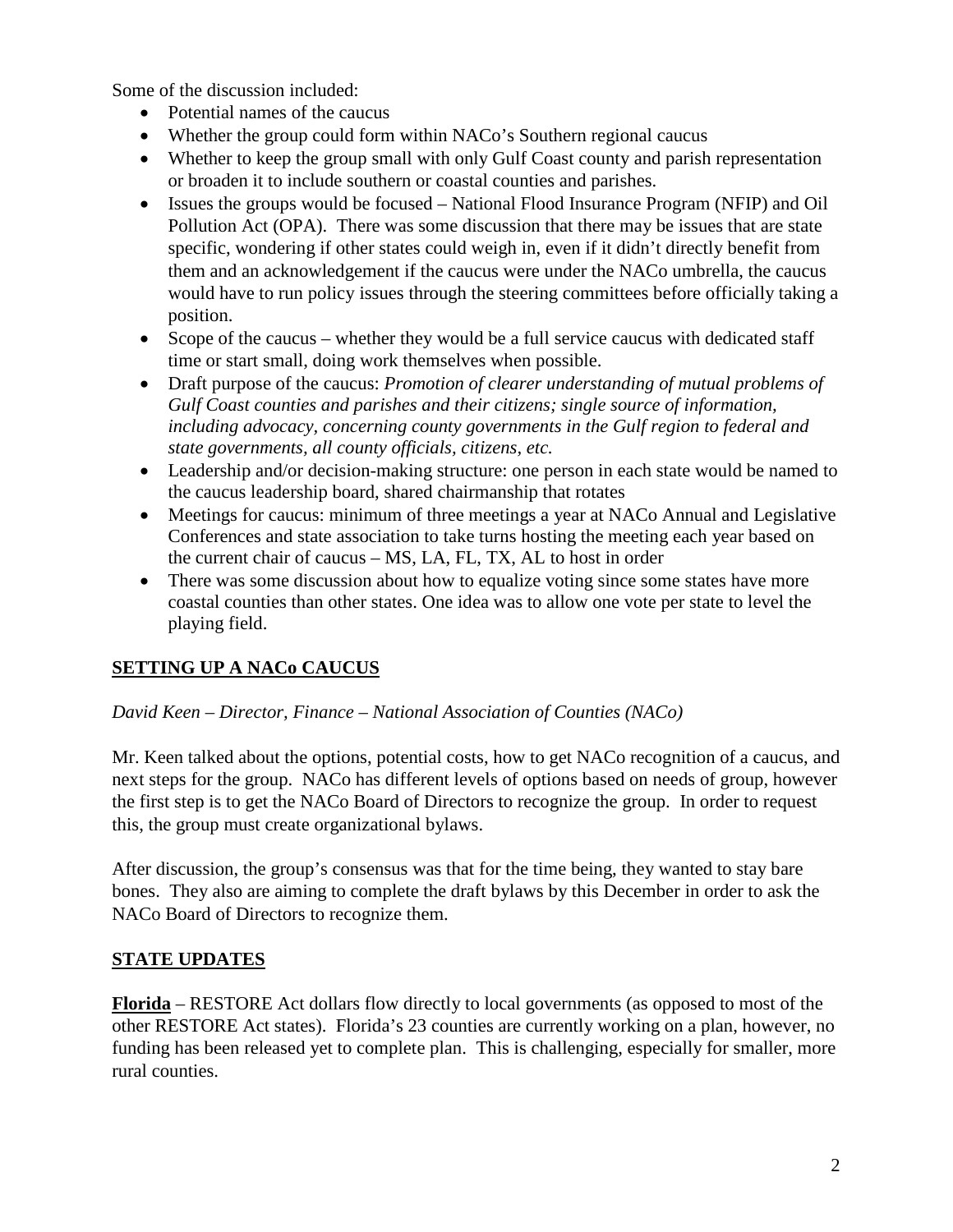Some of the discussion included:

- Potential names of the caucus
- Whether the group could form within NACo's Southern regional caucus
- Whether to keep the group small with only Gulf Coast county and parish representation or broaden it to include southern or coastal counties and parishes.
- Issues the groups would be focused – National Flood Insurance Program (NFIP) and Oil Pollution Act (OPA). There was some discussion that there may be issues that are state specific, wondering if other states could weigh in, even if it didn't directly benefit from them and an acknowledgement if the caucus were under the NACo umbrella, the caucus would have to run policy issues through the steering committees before officially taking a position.
- Scope of the caucus – whether they would be a full service caucus with dedicated staff time or start small, doing work themselves when possible.
- Draft purpose of the caucus: *Promotion of clearer understanding of mutual problems of Gulf Coast counties and parishes and their citizens; single source of information, including advocacy, concerning county governments in the Gulf region to federal and state governments, all county officials, citizens, etc.*
- Leadership and/or decision-making structure: one person in each state would be named to the caucus leadership board, shared chairmanship that rotates
- Meetings for caucus: minimum of three meetings a year at NACo Annual and Legislative Conferences and state association to take turns hosting the meeting each year based on the current chair of caucus – MS, LA, FL, TX, AL to host in order
- There was some discussion about how to equalize voting since some states have more coastal counties than other states. One idea was to allow one vote per state to level the playing field.

## SETTING UP A NACo CAUCUS

*David Keen – Director, Finance – National Association of Counties (NACo)*

Mr. Keen talked about the options, potential costs, how to get NACo recognition of a caucus, and next steps for the group. NACo has different levels of options based on needs of group, however the first step is to get the NACo Board of Directors to recognize the group. In order to request this, the group must create organizational bylaws.

After discussion, the group's consensus was that for the time being, they wanted to stay bare bones. They also are aiming to complete the draft bylaws by this December in order to ask the NACo Board of Directors to recognize them.

## STATE UPDATES

**Florida** – RESTORE Act dollars flow directly to local governments (as opposed to most of the other RESTORE Act states). Florida's 23 counties are currently working on a plan, however, no funding has been released yet to complete plan. This is challenging, especially for smaller, more rural counties.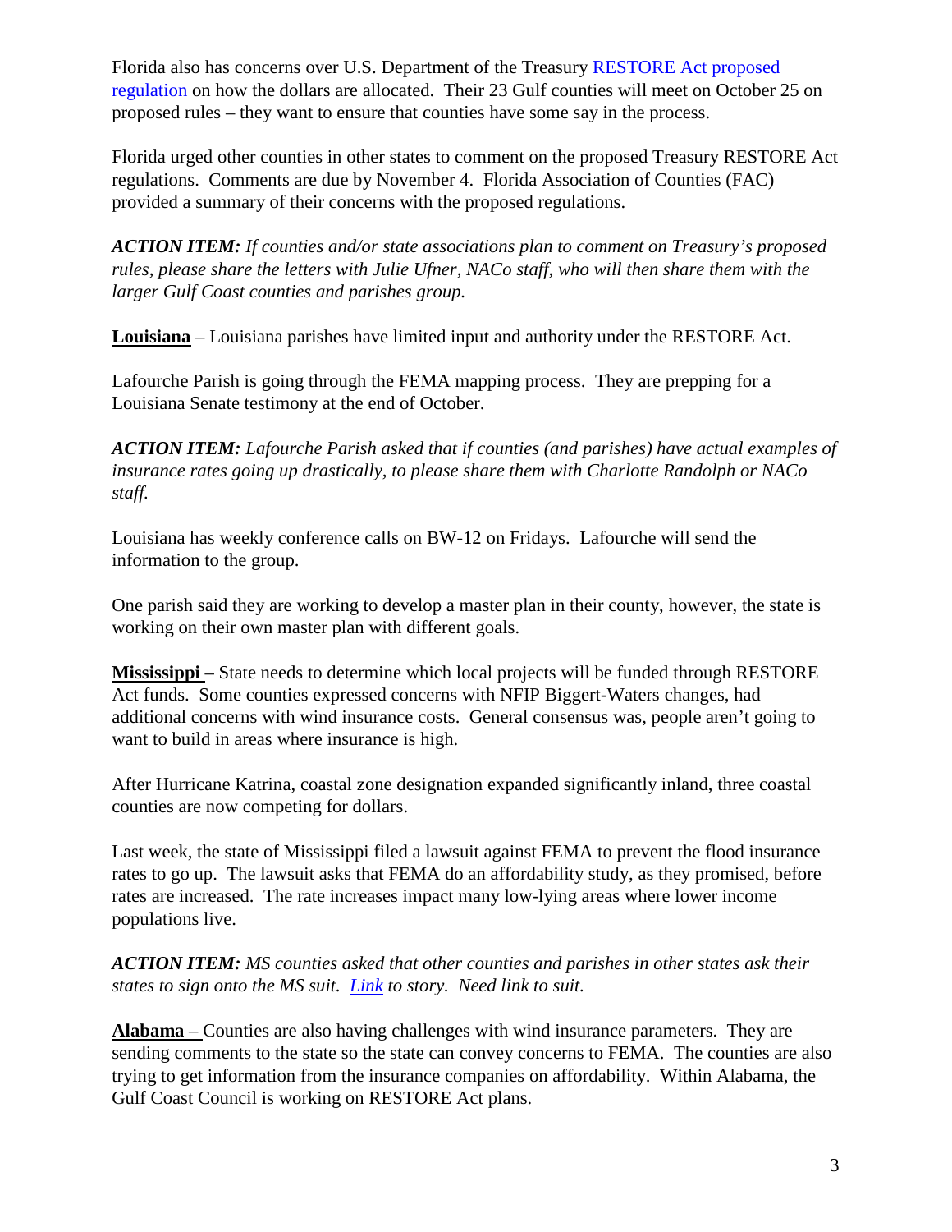Florida also has concerns over U.S. Department of the Treasury [RESTORE Act proposed regulation]() on how the dollars are allocated. Their 23 Gulf counties will meet on October 25 on proposed rules – they want to ensure that counties have some say in the process.

Florida urged other counties in other states to comment on the proposed Treasury RESTORE Act regulations. Comments are due by November 4. Florida Association of Counties (FAC) provided a summary of their concerns with the proposed regulations.

***ACTION ITEM:*** *If counties and/or state associations plan to comment on Treasury's proposed rules, please share the letters with Julie Ufner, NACo staff, who will then share them with the larger Gulf Coast counties and parishes group.*

**Louisiana** – Louisiana parishes have limited input and authority under the RESTORE Act.

Lafourche Parish is going through the FEMA mapping process. They are prepping for a Louisiana Senate testimony at the end of October.

***ACTION ITEM:*** *Lafourche Parish asked that if counties (and parishes) have actual examples of insurance rates going up drastically, to please share them with Charlotte Randolph or NACo staff.*

Louisiana has weekly conference calls on BW-12 on Fridays. Lafourche will send the information to the group.

One parish said they are working to develop a master plan in their county, however, the state is working on their own master plan with different goals.

**Mississippi** – State needs to determine which local projects will be funded through RESTORE Act funds. Some counties expressed concerns with NFIP Biggert-Waters changes, had additional concerns with wind insurance costs. General consensus was, people aren't going to want to build in areas where insurance is high.

After Hurricane Katrina, coastal zone designation expanded significantly inland, three coastal counties are now competing for dollars.

Last week, the state of Mississippi filed a lawsuit against FEMA to prevent the flood insurance rates to go up. The lawsuit asks that FEMA do an affordability study, as they promised, before rates are increased. The rate increases impact many low-lying areas where lower income populations live.

***ACTION ITEM:*** *MS counties asked that other counties and parishes in other states ask their states to sign onto the MS suit. [Link]() to story. Need link to suit.*

**Alabama** – Counties are also having challenges with wind insurance parameters. They are sending comments to the state so the state can convey concerns to FEMA. The counties are also trying to get information from the insurance companies on affordability. Within Alabama, the Gulf Coast Council is working on RESTORE Act plans.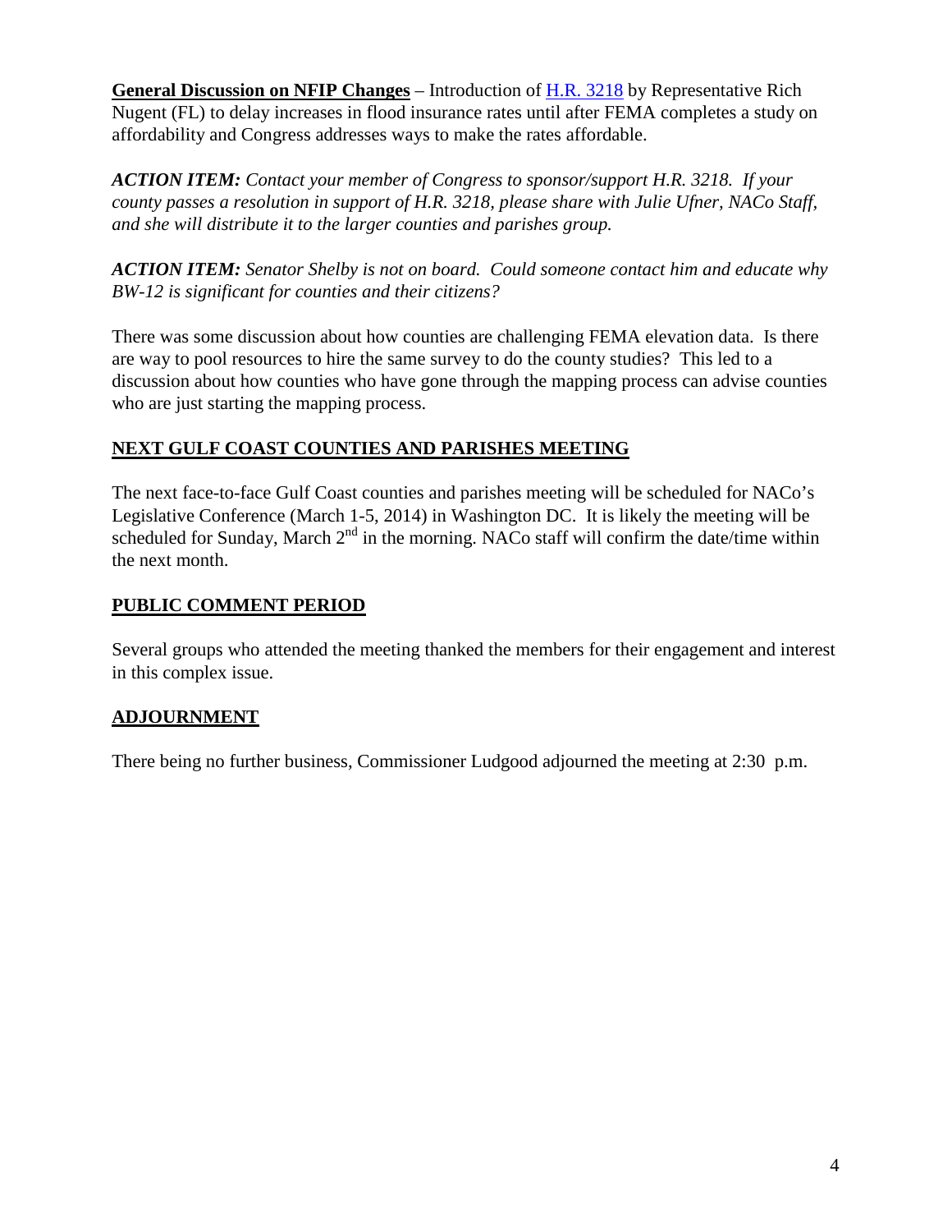**General Discussion on NFIP Changes** – Introduction of [H.R. 3218] by Representative Rich Nugent (FL) to delay increases in flood insurance rates until after FEMA completes a study on affordability and Congress addresses ways to make the rates affordable.

***ACTION ITEM:*** *Contact your member of Congress to sponsor/support H.R. 3218. If your county passes a resolution in support of H.R. 3218, please share with Julie Ufner, NACo Staff, and she will distribute it to the larger counties and parishes group.*

***ACTION ITEM:*** *Senator Shelby is not on board. Could someone contact him and educate why BW-12 is significant for counties and their citizens?*

There was some discussion about how counties are challenging FEMA elevation data. Is there are way to pool resources to hire the same survey to do the county studies? This led to a discussion about how counties who have gone through the mapping process can advise counties who are just starting the mapping process.

## NEXT GULF COAST COUNTIES AND PARISHES MEETING

The next face-to-face Gulf Coast counties and parishes meeting will be scheduled for NACo's Legislative Conference (March 1-5, 2014) in Washington DC. It is likely the meeting will be scheduled for Sunday, March 2nd in the morning. NACo staff will confirm the date/time within the next month.

## PUBLIC COMMENT PERIOD

Several groups who attended the meeting thanked the members for their engagement and interest in this complex issue.

## ADJOURNMENT

There being no further business, Commissioner Ludgood adjourned the meeting at 2:30 p.m.